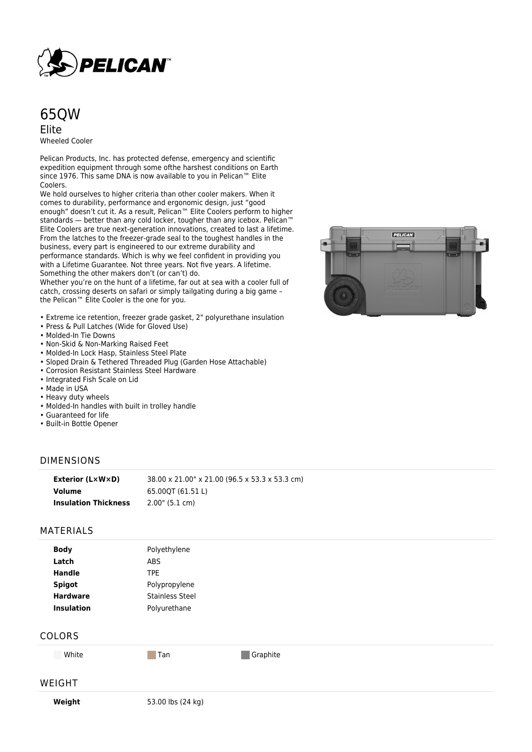# 65QW

## Elite

Wheeled Cooler

Pelican Products, Inc. has protected defense, emergency and scientific expedition equipment through some ofthe harshest conditions on Earth since 1976. This same DNA is now available to you in Pelican™ Elite Coolers.
We hold ourselves to higher criteria than other cooler makers. When it comes to durability, performance and ergonomic design, just “good enough” doesn’t cut it. As a result, Pelican™ Elite Coolers perform to higher standards — better than any cold locker, tougher than any icebox. Pelican™ Elite Coolers are true next-generation innovations, created to last a lifetime. From the latches to the freezer-grade seal to the toughest handles in the business, every part is engineered to our extreme durability and performance standards. Which is why we feel confident in providing you with a Lifetime Guarantee. Not three years. Not five years. A lifetime. Something the other makers don’t (or can’t) do.
Whether you’re on the hunt of a lifetime, far out at sea with a cooler full of catch, crossing deserts on safari or simply tailgating during a big game – the Pelican™ Elite Cooler is the one for you.

- Extreme ice retention, freezer grade gasket, 2" polyurethane insulation
- Press & Pull Latches (Wide for Gloved Use)
- Molded-In Tie Downs
- Non-Skid & Non-Marking Raised Feet
- Molded-In Lock Hasp, Stainless Steel Plate
- Sloped Drain & Tethered Threaded Plug (Garden Hose Attachable)
- Corrosion Resistant Stainless Steel Hardware
- Integrated Fish Scale on Lid
- Made in USA
- Heavy duty wheels
- Molded-In handles with built in trolley handle
- Guaranteed for life
- Built-in Bottle Opener

## DIMENSIONS

| | |
|---|---|
| **Exterior (L×W×D)** | 38.00 x 21.00" x 21.00 (96.5 x 53.3 x 53.3 cm) |
| **Volume** | 65.00QT (61.51 L) |
| **Insulation Thickness** | 2.00" (5.1 cm) |

## MATERIALS

| | |
|---|---|
| **Body** | Polyethylene |
| **Latch** | ABS |
| **Handle** | TPE |
| **Spigot** | Polypropylene |
| **Hardware** | Stainless Steel |
| **Insulation** | Polyurethane |

## COLORS

White | Tan | Graphite

## WEIGHT

| | |
|---|---|
| **Weight** | 53.00 lbs (24 kg) |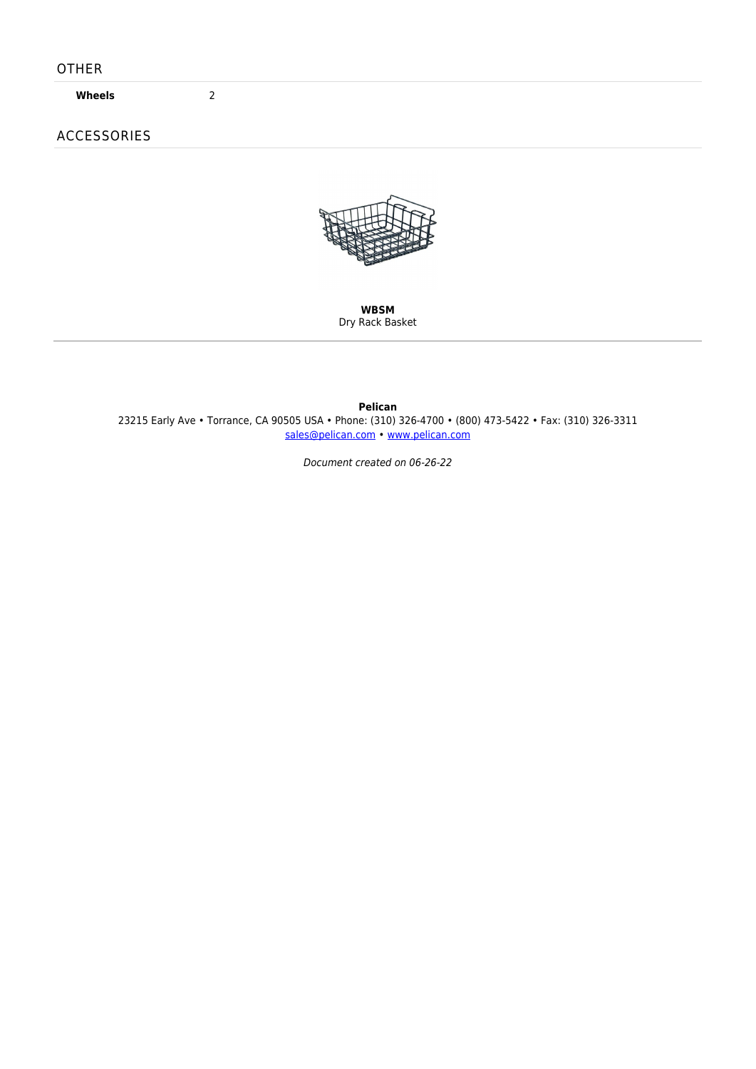## OTHER

| | |
|---|---|
| **Wheels** | 2 |

## ACCESSORIES

**WBSM**
Dry Rack Basket

**Pelican**
23215 Early Ave • Torrance, CA 90505 USA • Phone: (310) 326-4700 • (800) 473-5422 • Fax: (310) 326-3311
sales@pelican.com • www.pelican.com

*Document created on 06-26-22*